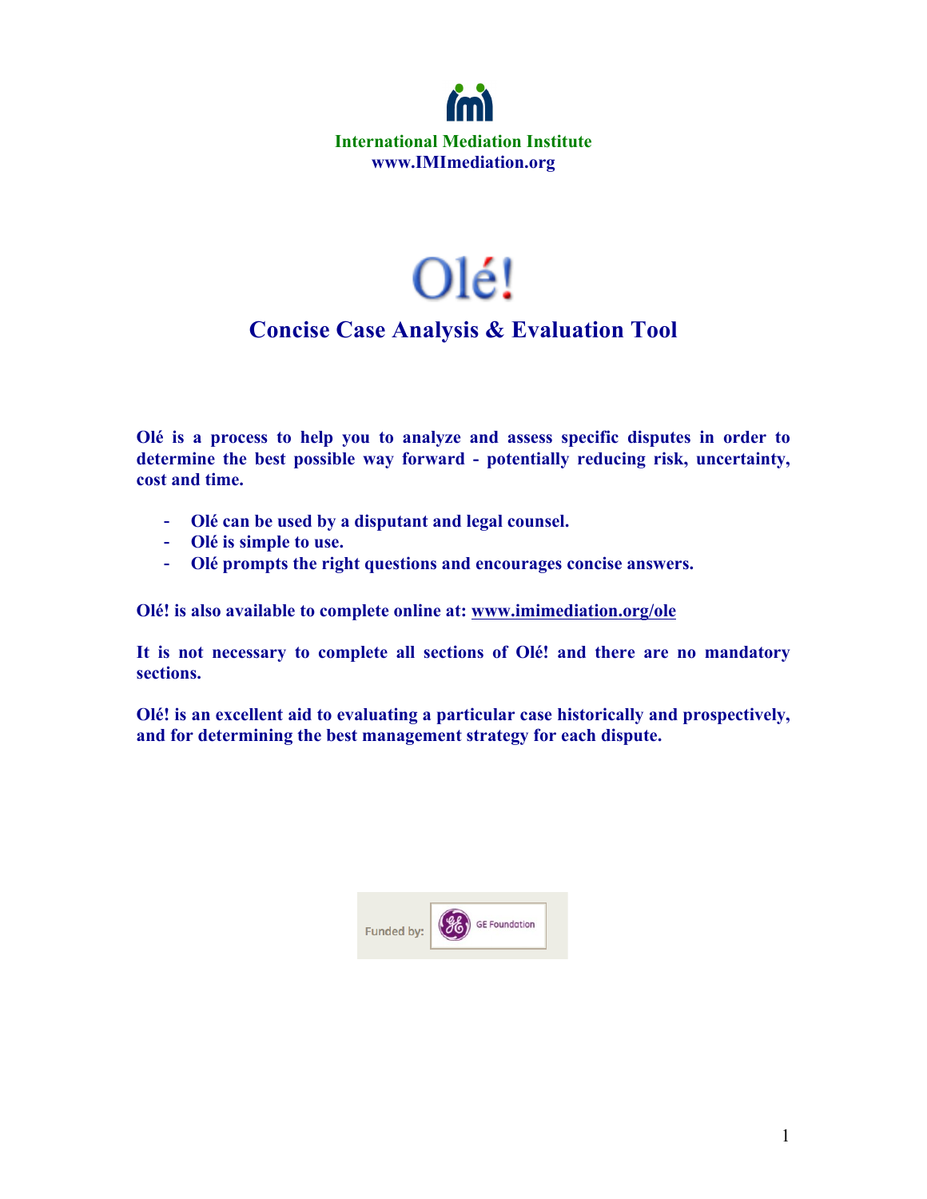**International Mediation Institute**
**www.IMImediation.org**

# Olé!

## Concise Case Analysis & Evaluation Tool

**Olé is a process to help you to analyze and assess specific disputes in order to determine the best possible way forward - potentially reducing risk, uncertainty, cost and time.**

- **Olé can be used by a disputant and legal counsel.**
- **Olé is simple to use.**
- **Olé prompts the right questions and encourages concise answers.**

**Olé! is also available to complete online at: www.imimediation.org/ole**

**It is not necessary to complete all sections of Olé! and there are no mandatory sections.**

**Olé! is an excellent aid to evaluating a particular case historically and prospectively, and for determining the best management strategy for each dispute.**

Funded by: GE Foundation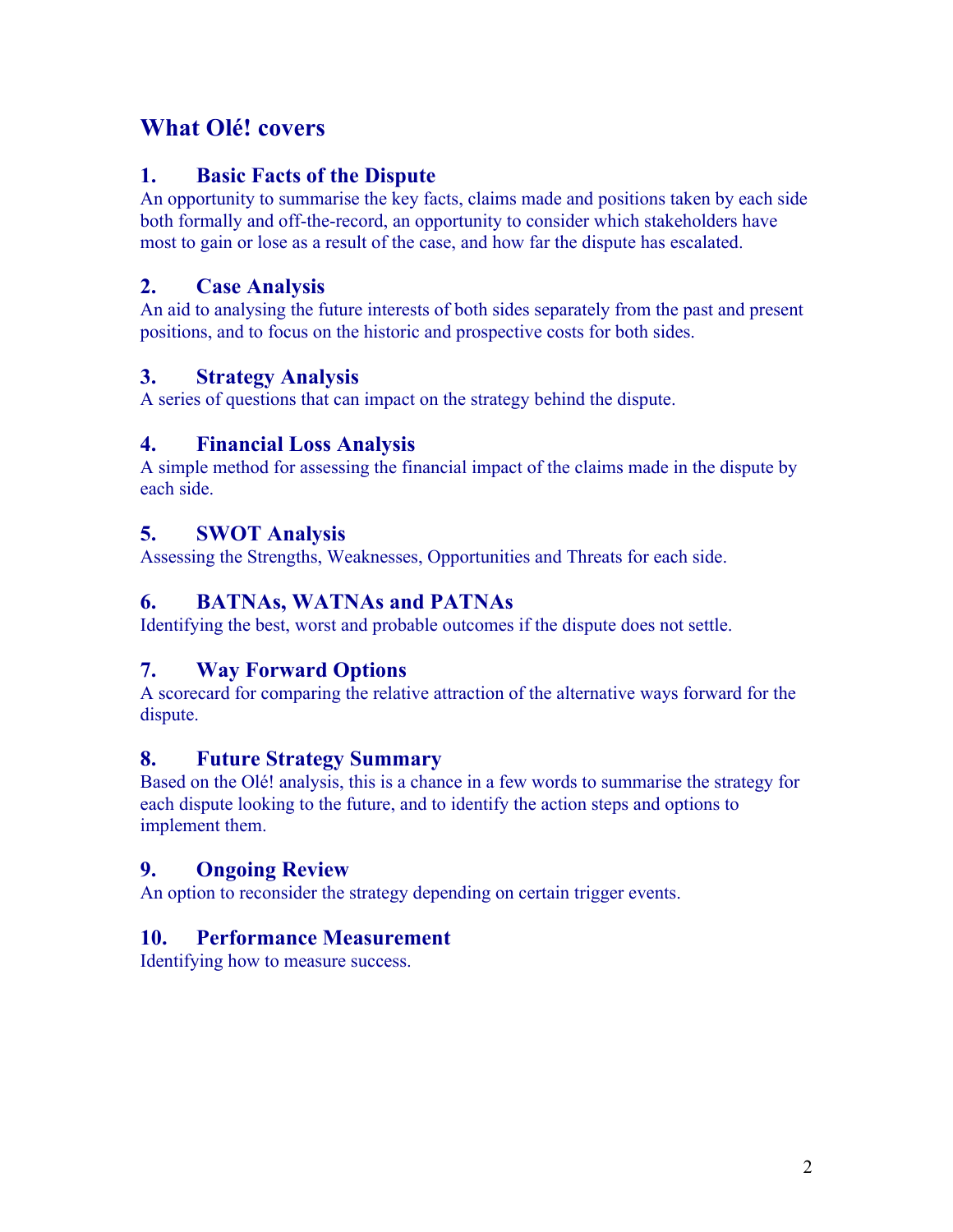## What Olé! covers

### 1. Basic Facts of the Dispute

An opportunity to summarise the key facts, claims made and positions taken by each side both formally and off-the-record, an opportunity to consider which stakeholders have most to gain or lose as a result of the case, and how far the dispute has escalated.

### 2. Case Analysis

An aid to analysing the future interests of both sides separately from the past and present positions, and to focus on the historic and prospective costs for both sides.

### 3. Strategy Analysis

A series of questions that can impact on the strategy behind the dispute.

### 4. Financial Loss Analysis

A simple method for assessing the financial impact of the claims made in the dispute by each side.

### 5. SWOT Analysis

Assessing the Strengths, Weaknesses, Opportunities and Threats for each side.

### 6. BATNAs, WATNAs and PATNAs

Identifying the best, worst and probable outcomes if the dispute does not settle.

### 7. Way Forward Options

A scorecard for comparing the relative attraction of the alternative ways forward for the dispute.

### 8. Future Strategy Summary

Based on the Olé! analysis, this is a chance in a few words to summarise the strategy for each dispute looking to the future, and to identify the action steps and options to implement them.

### 9. Ongoing Review

An option to reconsider the strategy depending on certain trigger events.

### 10. Performance Measurement

Identifying how to measure success.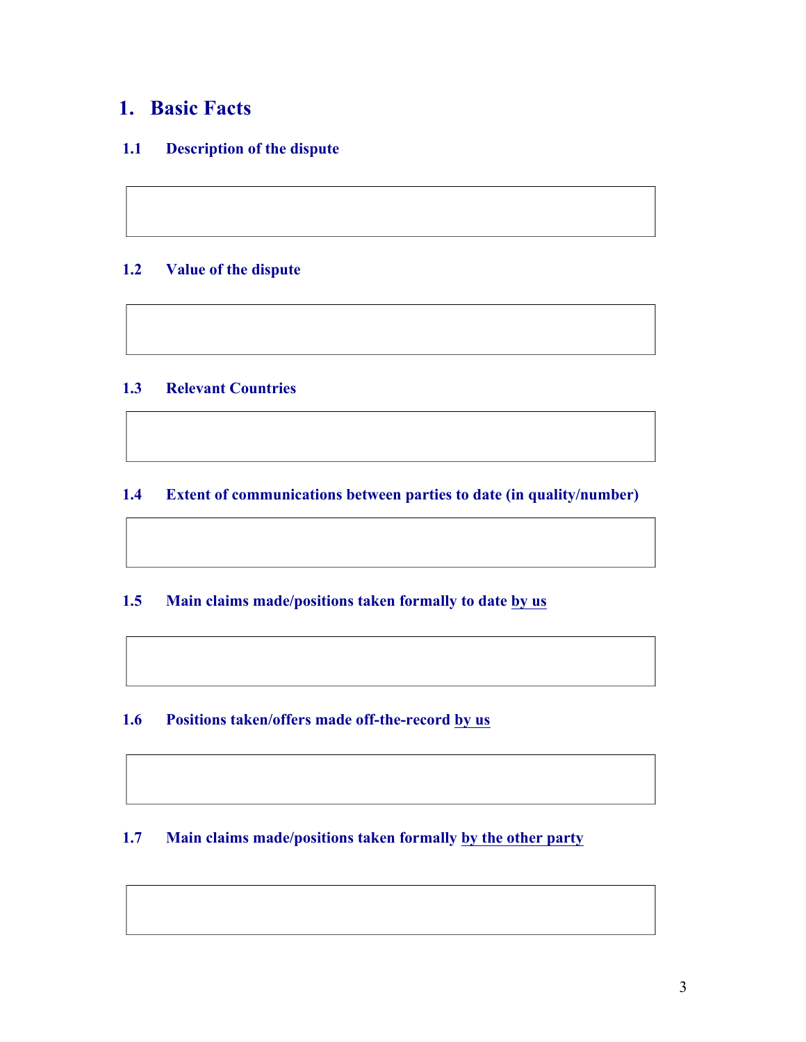# 1. Basic Facts

## 1.1 Description of the dispute

## 1.2 Value of the dispute

## 1.3 Relevant Countries

## 1.4 Extent of communications between parties to date (in quality/number)

## 1.5 Main claims made/positions taken formally to date <u>by us</u>

## 1.6 Positions taken/offers made off-the-record <u>by us</u>

## 1.7 Main claims made/positions taken formally <u>by the other party</u>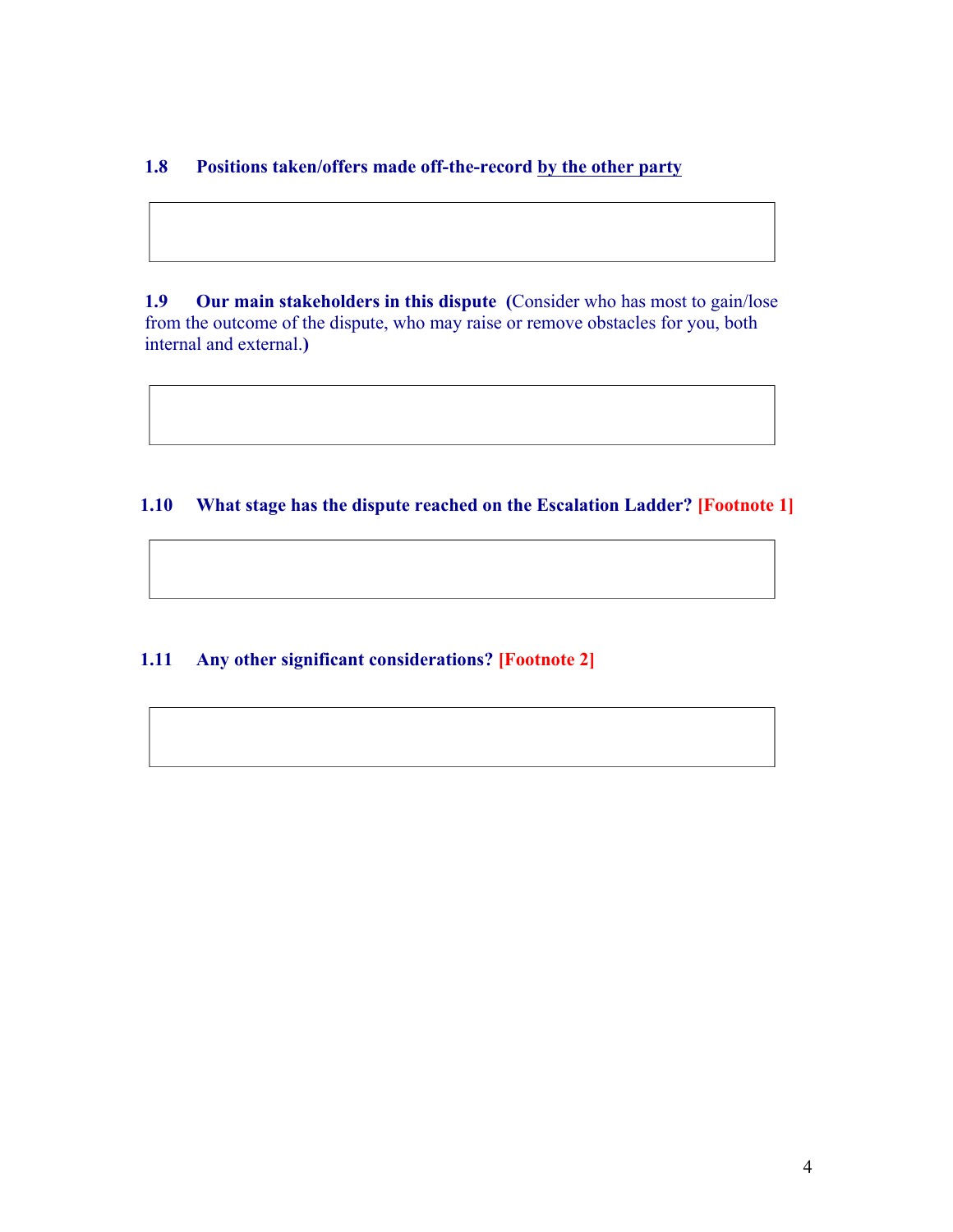### 1.8 Positions taken/offers made off-the-record <u>by the other party</u>

| |
|---|
| |

### 1.9 Our main stakeholders in this dispute (Consider who has most to gain/lose from the outcome of the dispute, who may raise or remove obstacles for you, both internal and external.)

| |
|---|
| |

### 1.10 What stage has the dispute reached on the Escalation Ladder? [Footnote 1]

| |
|---|
| |

### 1.11 Any other significant considerations? [Footnote 2]

| |
|---|
| |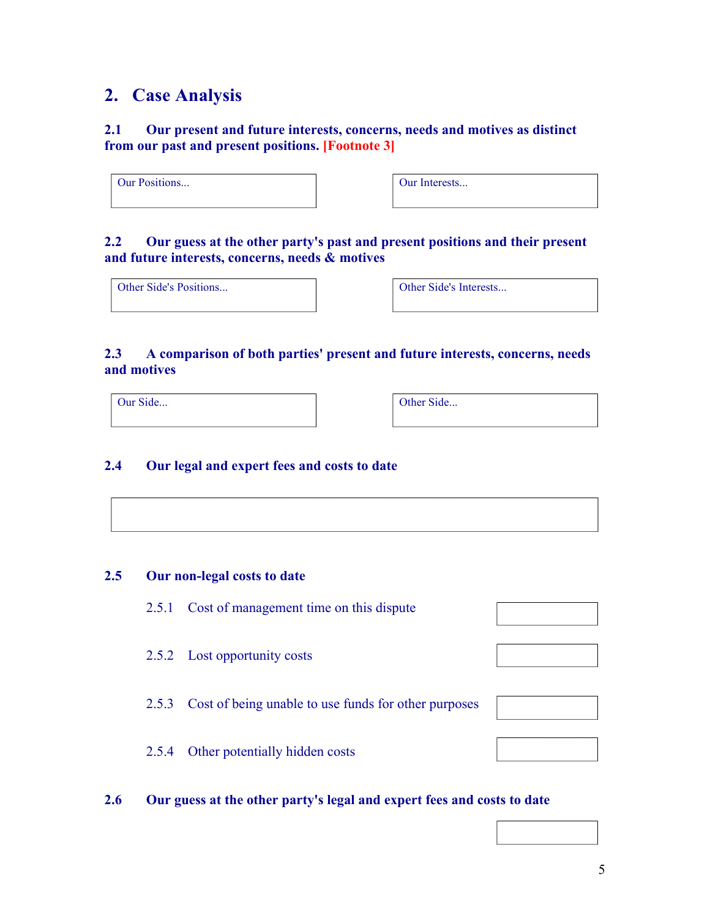## 2. Case Analysis

### 2.1 Our present and future interests, concerns, needs and motives as distinct from our past and present positions. [Footnote 3]

| Our Positions... | Our Interests... |
|---|---|
| | |

### 2.2 Our guess at the other party's past and present positions and their present and future interests, concerns, needs & motives

| Other Side's Positions... | Other Side's Interests... |
|---|---|
| | |

### 2.3 A comparison of both parties' present and future interests, concerns, needs and motives

| Our Side... | Other Side... |
|---|---|
| | |

### 2.4 Our legal and expert fees and costs to date

| |
|---|
| |

### 2.5 Our non-legal costs to date

| | |
|---|---|
| 2.5.1 Cost of management time on this dispute | |
| 2.5.2 Lost opportunity costs | |
| 2.5.3 Cost of being unable to use funds for other purposes | |
| 2.5.4 Other potentially hidden costs | |

### 2.6 Our guess at the other party's legal and expert fees and costs to date

| |
|---|
| |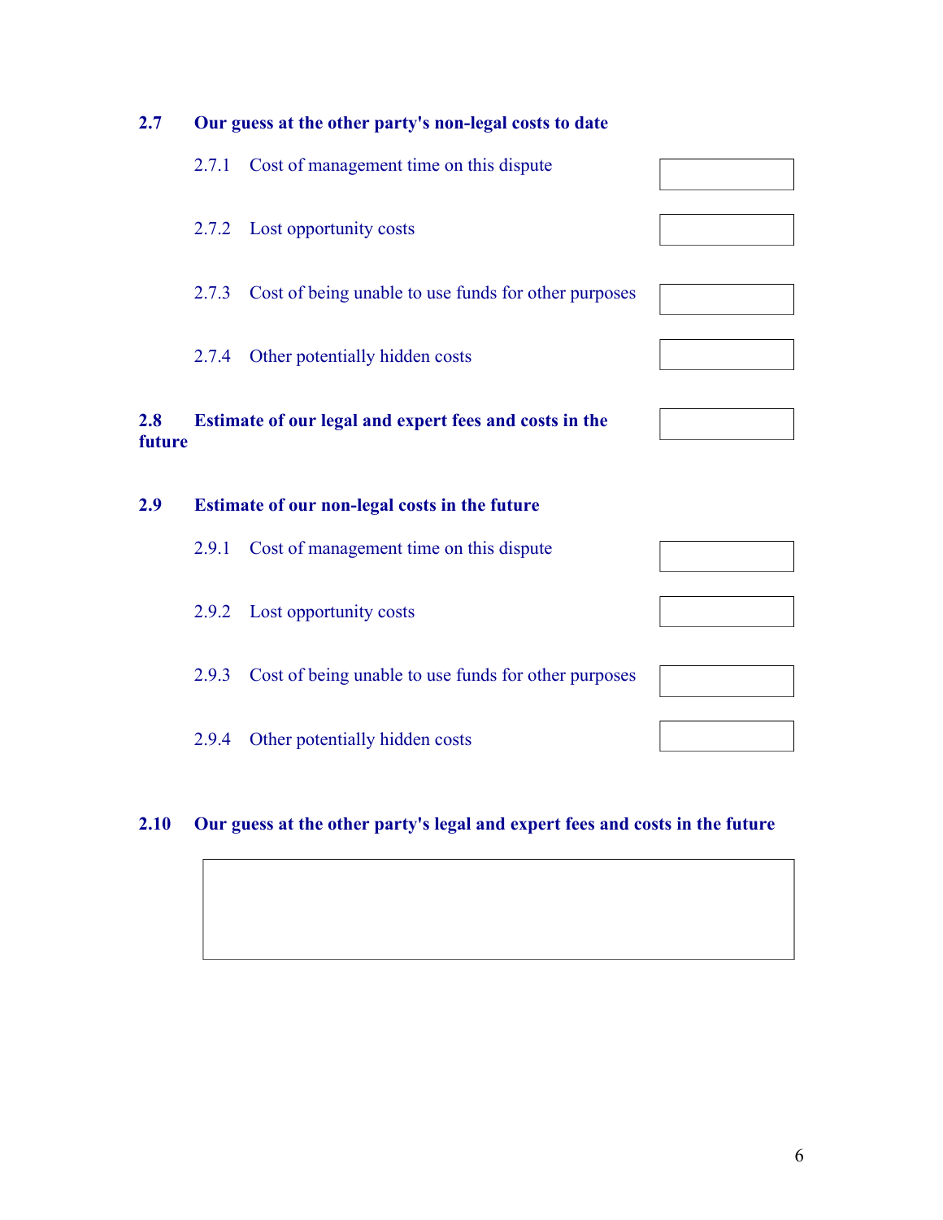**2.7 Our guess at the other party's non-legal costs to date**

2.7.1 Cost of management time on this dispute

2.7.2 Lost opportunity costs

2.7.3 Cost of being unable to use funds for other purposes

2.7.4 Other potentially hidden costs

**2.8 Estimate of our legal and expert fees and costs in the future**

**2.9 Estimate of our non-legal costs in the future**

2.9.1 Cost of management time on this dispute

2.9.2 Lost opportunity costs

2.9.3 Cost of being unable to use funds for other purposes

2.9.4 Other potentially hidden costs

**2.10 Our guess at the other party's legal and expert fees and costs in the future**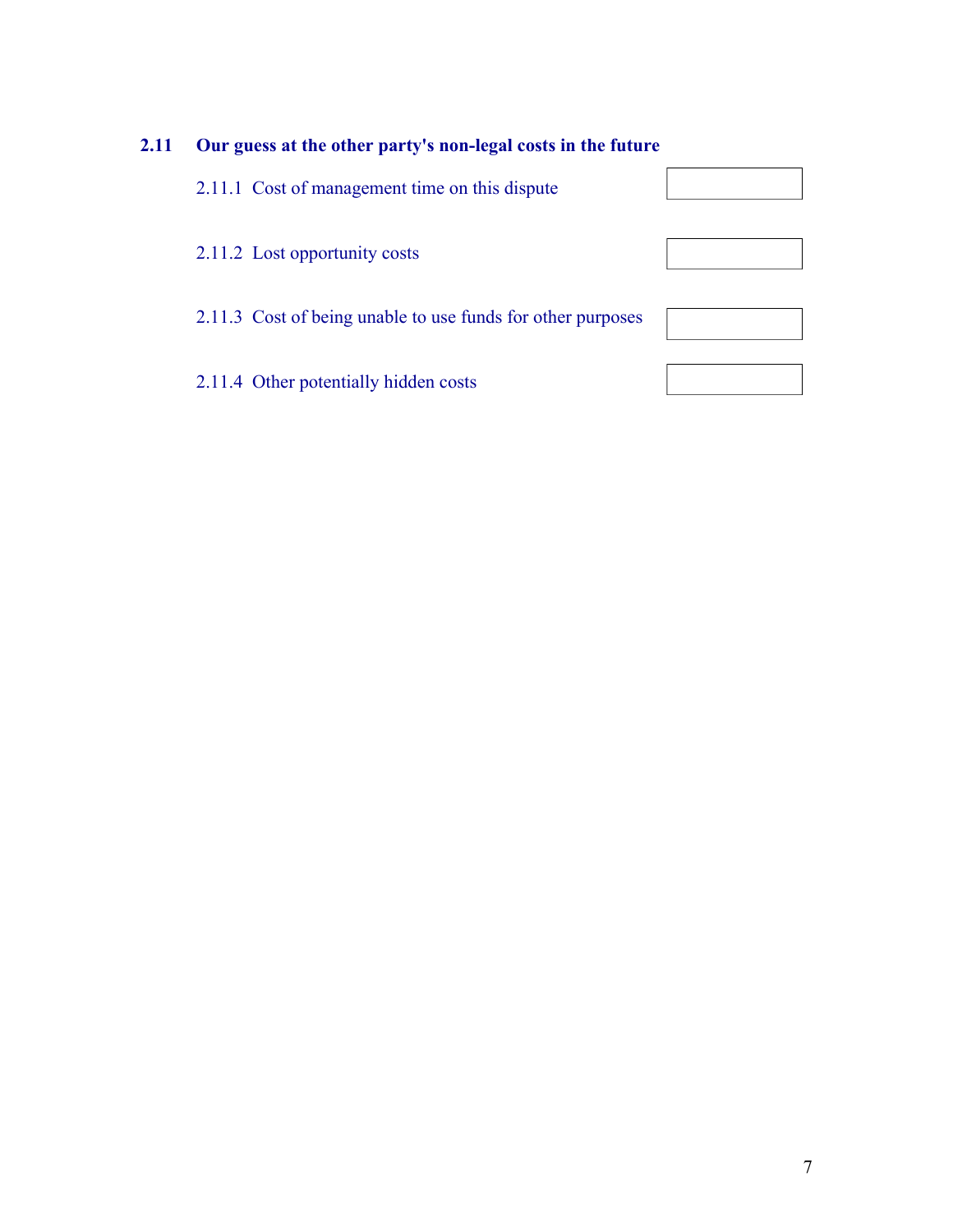## 2.11 Our guess at the other party's non-legal costs in the future

| Item | |
|---|---|
| 2.11.1 Cost of management time on this dispute | |
| 2.11.2 Lost opportunity costs | |
| 2.11.3 Cost of being unable to use funds for other purposes | |
| 2.11.4 Other potentially hidden costs | |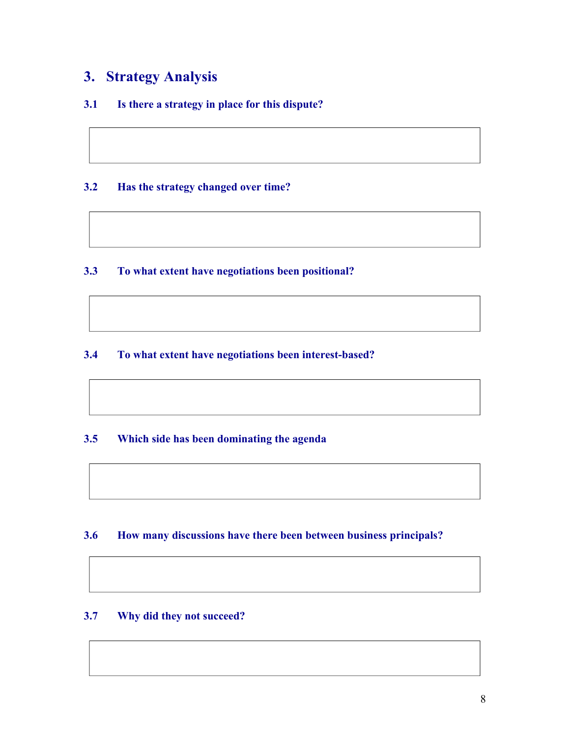# 3. Strategy Analysis

### 3.1 Is there a strategy in place for this dispute?

### 3.2 Has the strategy changed over time?

### 3.3 To what extent have negotiations been positional?

### 3.4 To what extent have negotiations been interest-based?

### 3.5 Which side has been dominating the agenda

### 3.6 How many discussions have there been between business principals?

### 3.7 Why did they not succeed?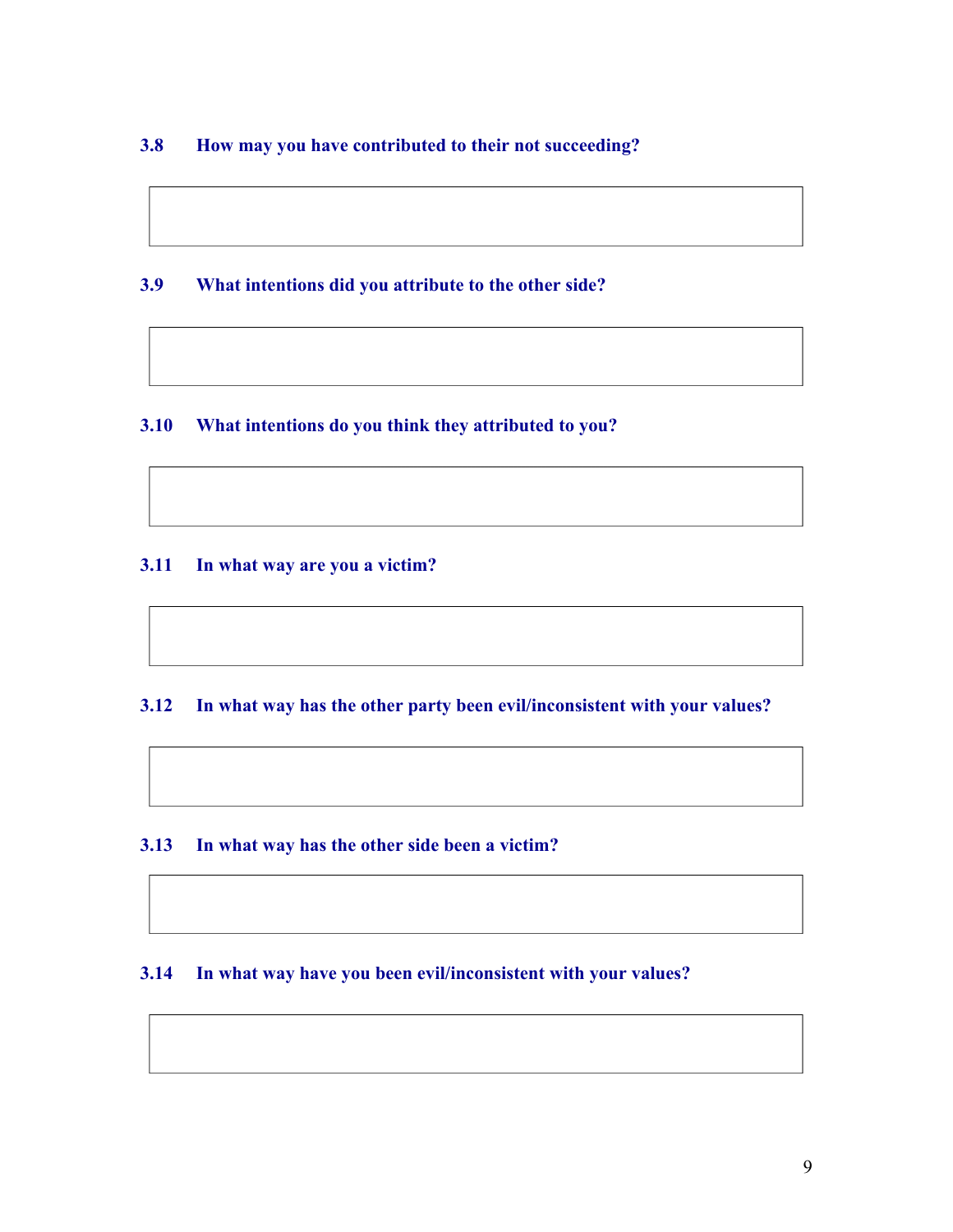**3.8 How may you have contributed to their not succeeding?**

**3.9 What intentions did you attribute to the other side?**

**3.10 What intentions do you think they attributed to you?**

**3.11 In what way are you a victim?**

**3.12 In what way has the other party been evil/inconsistent with your values?**

**3.13 In what way has the other side been a victim?**

**3.14 In what way have you been evil/inconsistent with your values?**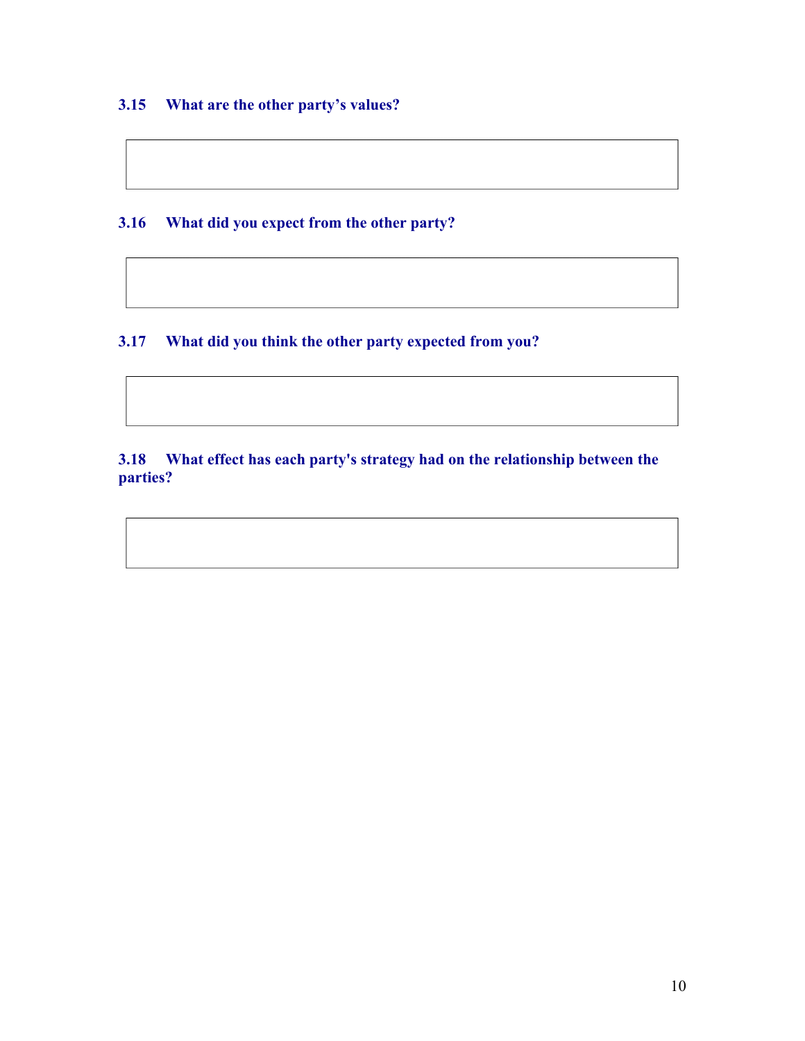### 3.15 What are the other party’s values?

### 3.16 What did you expect from the other party?

### 3.17 What did you think the other party expected from you?

### 3.18 What effect has each party's strategy had on the relationship between the parties?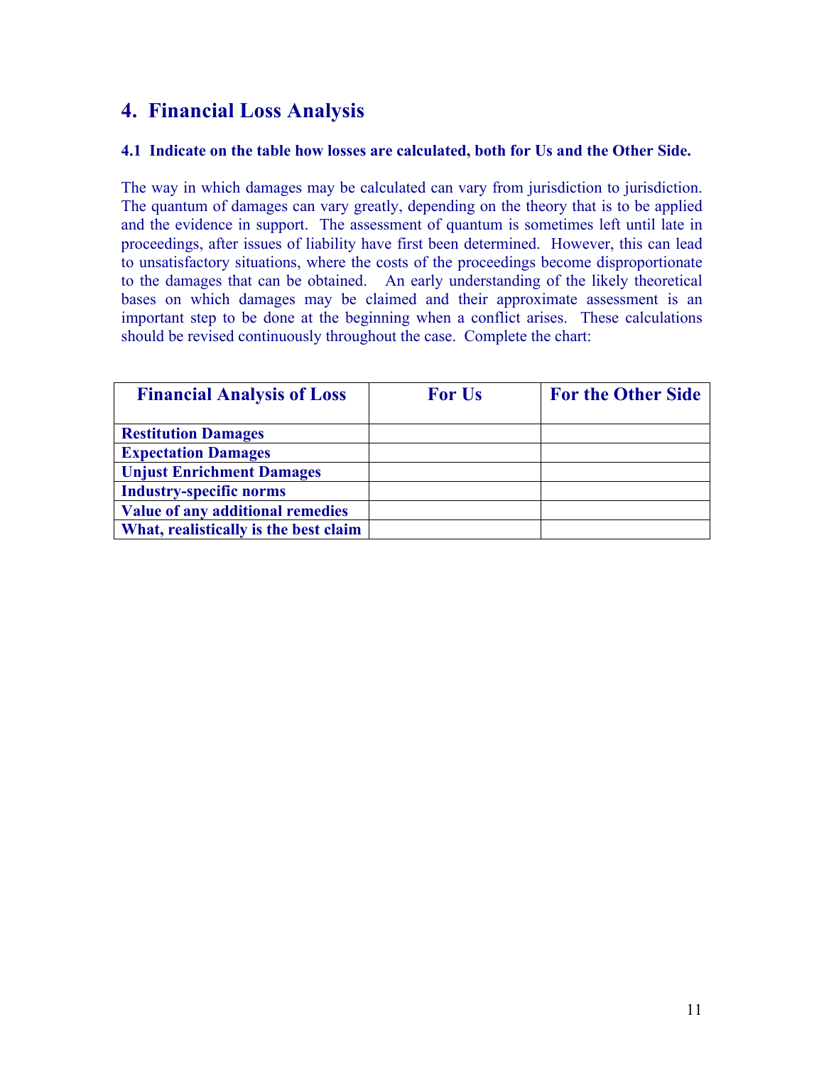## 4. Financial Loss Analysis

### 4.1 Indicate on the table how losses are calculated, both for Us and the Other Side.

The way in which damages may be calculated can vary from jurisdiction to jurisdiction. The quantum of damages can vary greatly, depending on the theory that is to be applied and the evidence in support. The assessment of quantum is sometimes left until late in proceedings, after issues of liability have first been determined. However, this can lead to unsatisfactory situations, where the costs of the proceedings become disproportionate to the damages that can be obtained. An early understanding of the likely theoretical bases on which damages may be claimed and their approximate assessment is an important step to be done at the beginning when a conflict arises. These calculations should be revised continuously throughout the case. Complete the chart:

| Financial Analysis of Loss | For Us | For the Other Side |
|---|---|---|
| **Restitution Damages** | | |
| **Expectation Damages** | | |
| **Unjust Enrichment Damages** | | |
| **Industry-specific norms** | | |
| **Value of any additional remedies** | | |
| **What, realistically is the best claim** | | |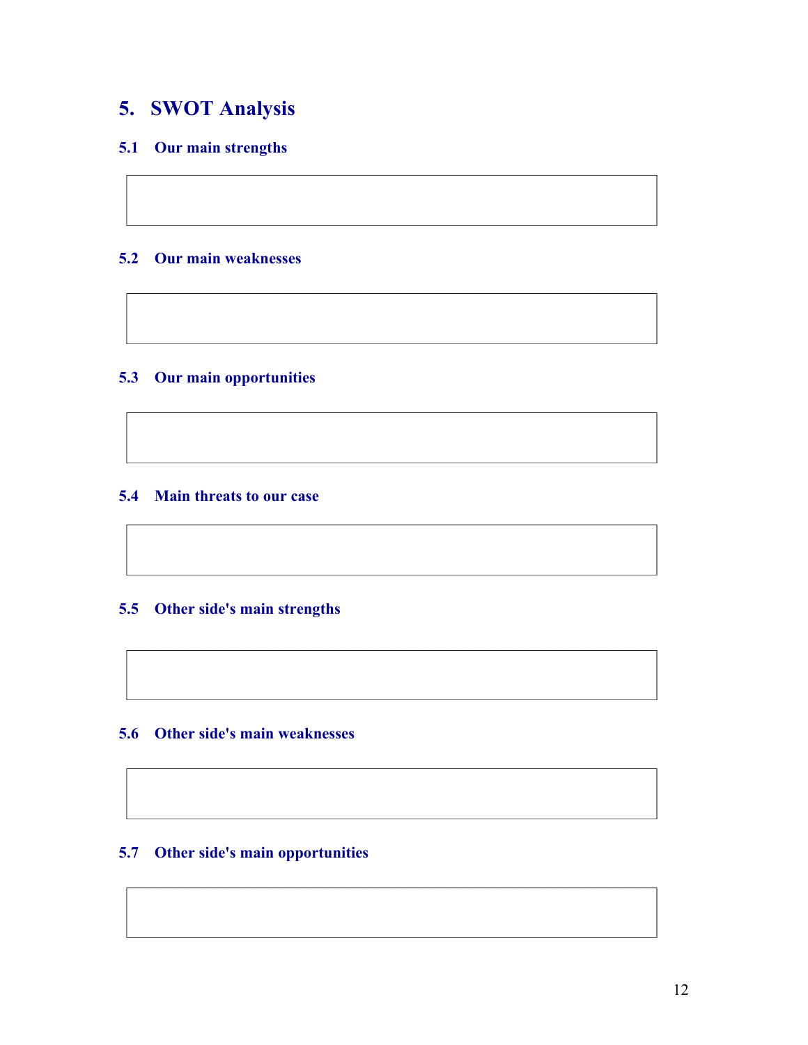# 5. SWOT Analysis

## 5.1 Our main strengths

## 5.2 Our main weaknesses

## 5.3 Our main opportunities

## 5.4 Main threats to our case

## 5.5 Other side's main strengths

## 5.6 Other side's main weaknesses

## 5.7 Other side's main opportunities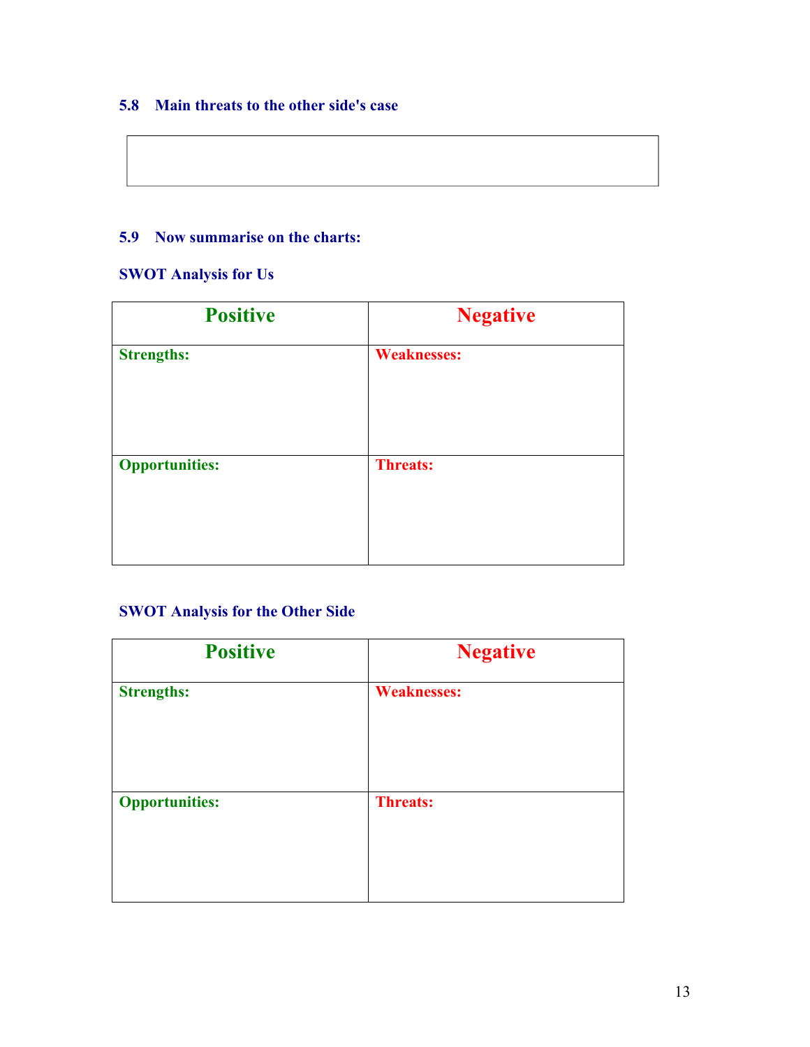### 5.8 Main threats to the other side's case

| |
|---|
| |

### 5.9 Now summarise on the charts:

**SWOT Analysis for Us**

| Positive | Negative |
|---|---|
| **Strengths:** | **Weaknesses:** |
| **Opportunities:** | **Threats:** |

**SWOT Analysis for the Other Side**

| Positive | Negative |
|---|---|
| **Strengths:** | **Weaknesses:** |
| **Opportunities:** | **Threats:** |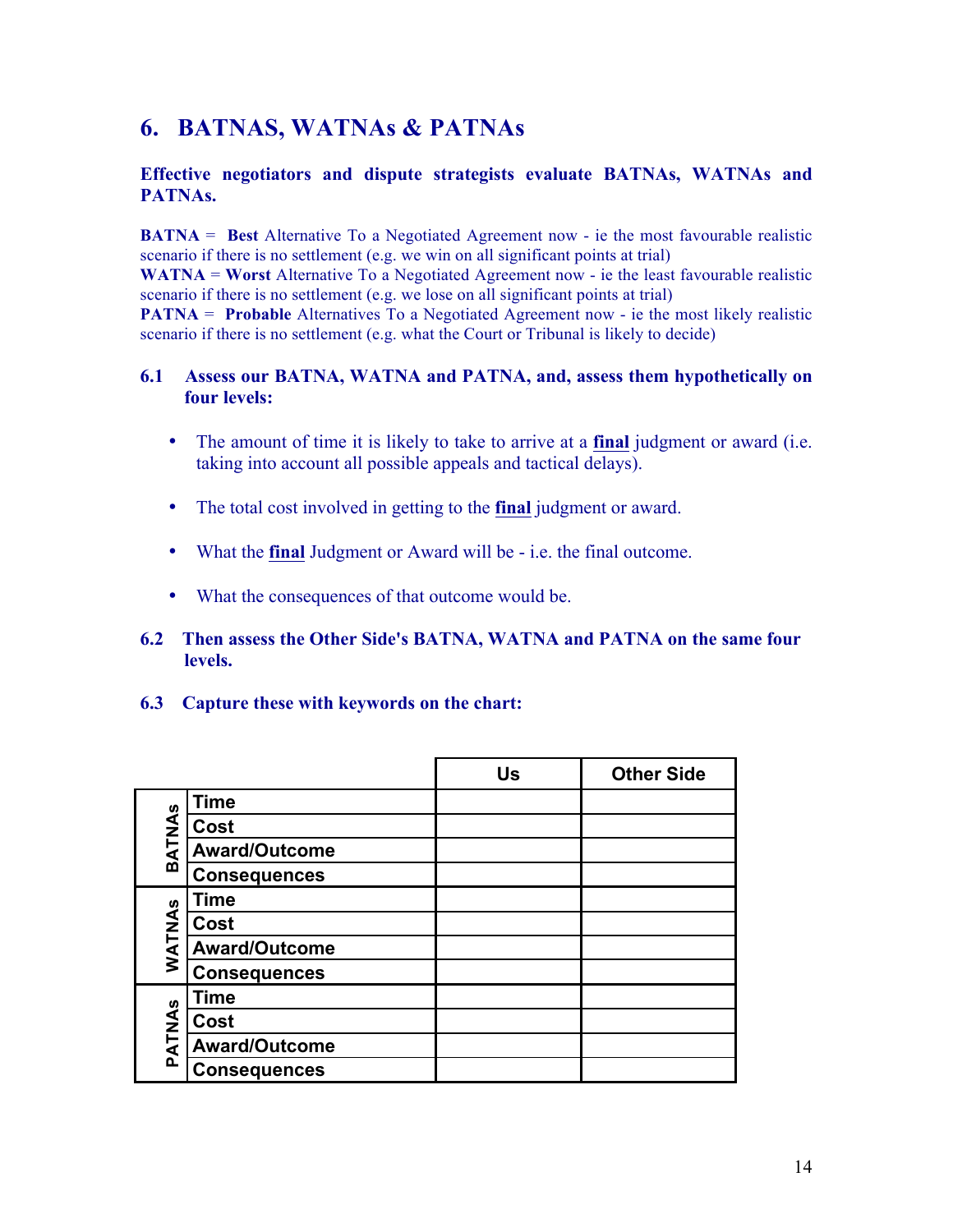## 6. BATNAS, WATNAs & PATNAs

**Effective negotiators and dispute strategists evaluate BATNAs, WATNAs and PATNAs.**

**BATNA** = **Best** Alternative To a Negotiated Agreement now - ie the most favourable realistic scenario if there is no settlement (e.g. we win on all significant points at trial)
**WATNA** = **Worst** Alternative To a Negotiated Agreement now - ie the least favourable realistic scenario if there is no settlement (e.g. we lose on all significant points at trial)
**PATNA** = **Probable** Alternatives To a Negotiated Agreement now - ie the most likely realistic scenario if there is no settlement (e.g. what the Court or Tribunal is likely to decide)

### 6.1 Assess our BATNA, WATNA and PATNA, and, assess them hypothetically on four levels:

- The amount of time it is likely to take to arrive at a **final** judgment or award (i.e. taking into account all possible appeals and tactical delays).
- The total cost involved in getting to the **final** judgment or award.
- What the **final** Judgment or Award will be - i.e. the final outcome.
- What the consequences of that outcome would be.

### 6.2 Then assess the Other Side's BATNA, WATNA and PATNA on the same four levels.

### 6.3 Capture these with keywords on the chart:

| | | Us | Other Side |
|---|---|---|---|
| BATNAs | Time | | |
| | Cost | | |
| | Award/Outcome | | |
| | Consequences | | |
| WATNAs | Time | | |
| | Cost | | |
| | Award/Outcome | | |
| | Consequences | | |
| PATNAs | Time | | |
| | Cost | | |
| | Award/Outcome | | |
| | Consequences | | |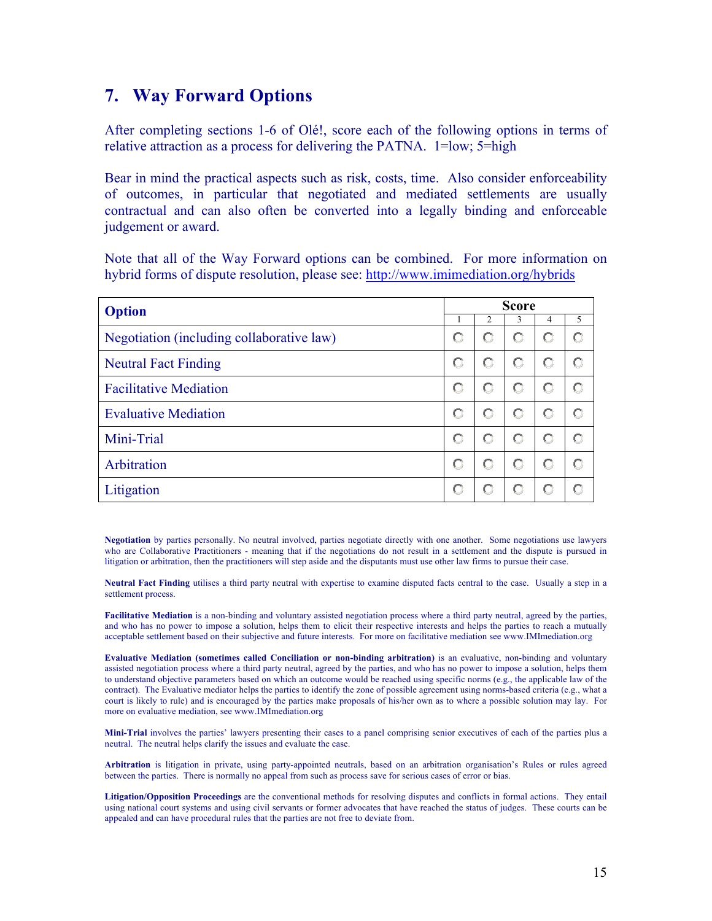## 7. Way Forward Options

After completing sections 1-6 of Olé!, score each of the following options in terms of relative attraction as a process for delivering the PATNA. 1=low; 5=high

Bear in mind the practical aspects such as risk, costs, time. Also consider enforceability of outcomes, in particular that negotiated and mediated settlements are usually contractual and can also often be converted into a legally binding and enforceable judgement or award.

Note that all of the Way Forward options can be combined. For more information on hybrid forms of dispute resolution, please see: http://www.imimediation.org/hybrids

| Option | Score | | | | |
|---|---|---|---|---|---|
| | 1 | 2 | 3 | 4 | 5 |
| Negotiation (including collaborative law) | ○ | ○ | ○ | ○ | ○ |
| Neutral Fact Finding | ○ | ○ | ○ | ○ | ○ |
| Facilitative Mediation | ○ | ○ | ○ | ○ | ○ |
| Evaluative Mediation | ○ | ○ | ○ | ○ | ○ |
| Mini-Trial | ○ | ○ | ○ | ○ | ○ |
| Arbitration | ○ | ○ | ○ | ○ | ○ |
| Litigation | ○ | ○ | ○ | ○ | ○ |

**Negotiation** by parties personally. No neutral involved, parties negotiate directly with one another. Some negotiations use lawyers who are Collaborative Practitioners - meaning that if the negotiations do not result in a settlement and the dispute is pursued in litigation or arbitration, then the practitioners will step aside and the disputants must use other law firms to pursue their case.

**Neutral Fact Finding** utilises a third party neutral with expertise to examine disputed facts central to the case. Usually a step in a settlement process.

**Facilitative Mediation** is a non-binding and voluntary assisted negotiation process where a third party neutral, agreed by the parties, and who has no power to impose a solution, helps them to elicit their respective interests and helps the parties to reach a mutually acceptable settlement based on their subjective and future interests. For more on facilitative mediation see www.IMImediation.org

**Evaluative Mediation (sometimes called Conciliation or non-binding arbitration)** is an evaluative, non-binding and voluntary assisted negotiation process where a third party neutral, agreed by the parties, and who has no power to impose a solution, helps them to understand objective parameters based on which an outcome would be reached using specific norms (e.g., the applicable law of the contract). The Evaluative mediator helps the parties to identify the zone of possible agreement using norms-based criteria (e.g., what a court is likely to rule) and is encouraged by the parties make proposals of his/her own as to where a possible solution may lay. For more on evaluative mediation, see www.IMImediation.org

**Mini-Trial** involves the parties' lawyers presenting their cases to a panel comprising senior executives of each of the parties plus a neutral. The neutral helps clarify the issues and evaluate the case.

**Arbitration** is litigation in private, using party-appointed neutrals, based on an arbitration organisation's Rules or rules agreed between the parties. There is normally no appeal from such as process save for serious cases of error or bias.

**Litigation/Opposition Proceedings** are the conventional methods for resolving disputes and conflicts in formal actions. They entail using national court systems and using civil servants or former advocates that have reached the status of judges. These courts can be appealed and can have procedural rules that the parties are not free to deviate from.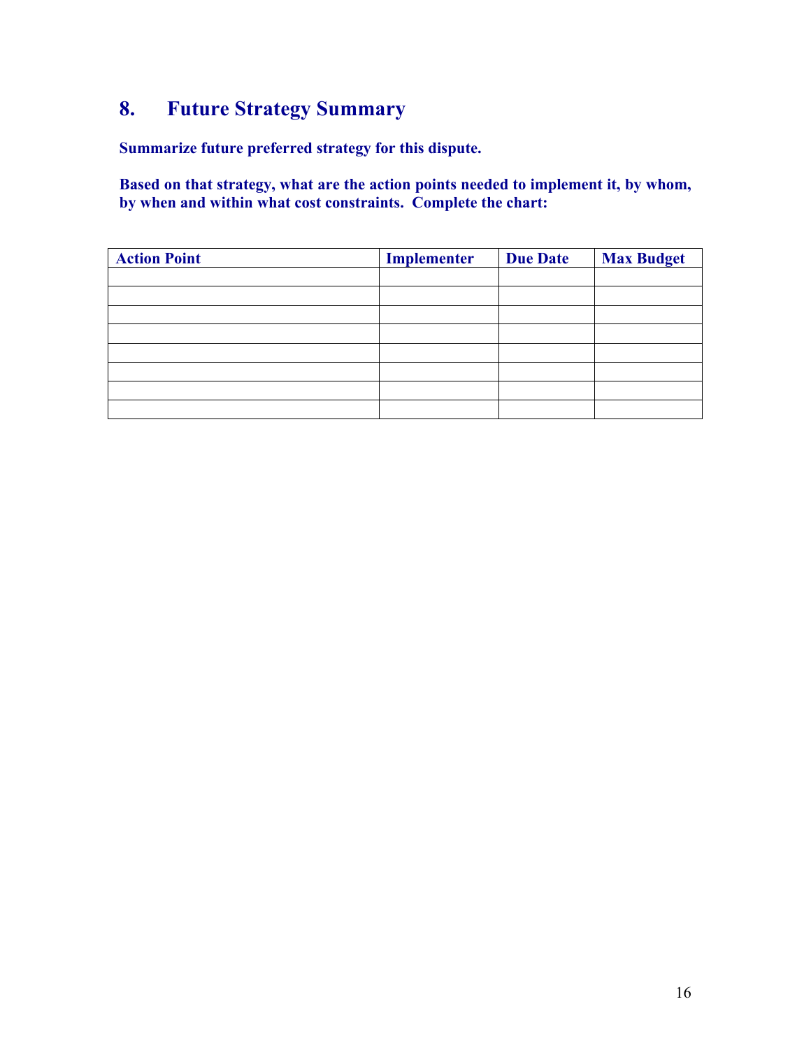## 8. Future Strategy Summary

**Summarize future preferred strategy for this dispute.**

**Based on that strategy, what are the action points needed to implement it, by whom, by when and within what cost constraints. Complete the chart:**

| Action Point | Implementer | Due Date | Max Budget |
|---|---|---|---|
| | | | |
| | | | |
| | | | |
| | | | |
| | | | |
| | | | |
| | | | |
| | | | |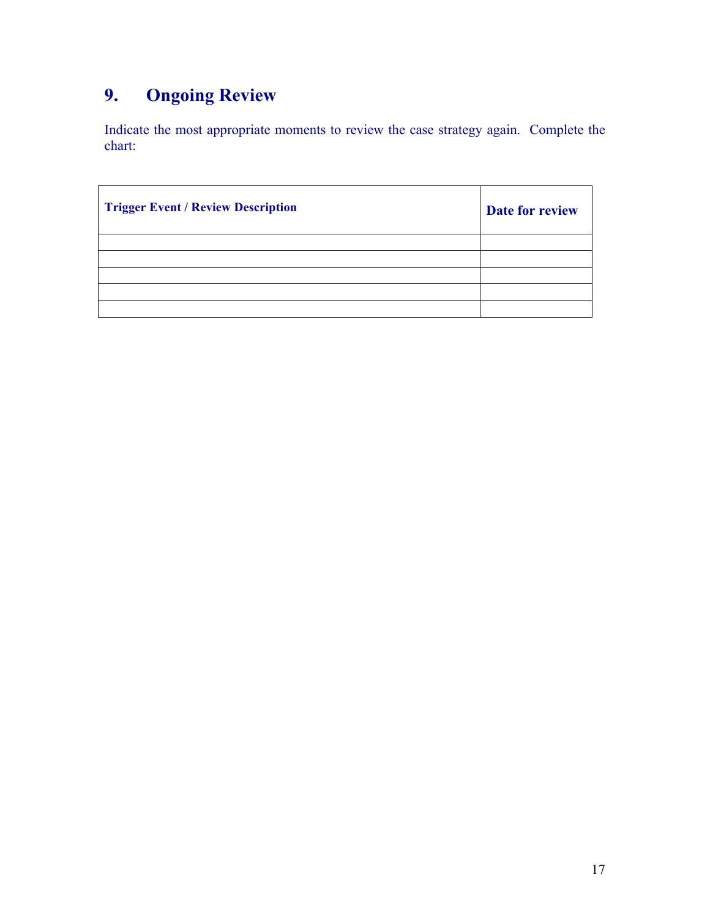## 9. Ongoing Review

Indicate the most appropriate moments to review the case strategy again. Complete the chart:

| Trigger Event / Review Description | Date for review |
|---|---|
| | |
| | |
| | |
| | |
| | |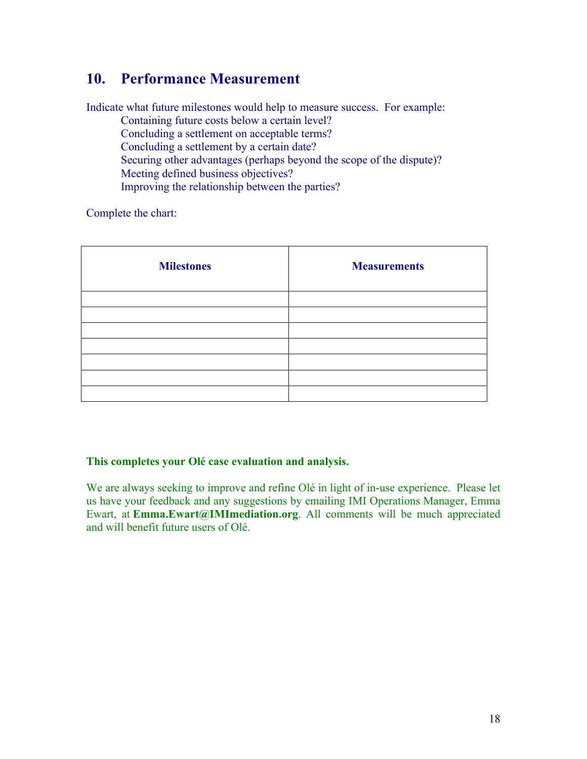## 10. Performance Measurement

Indicate what future milestones would help to measure success. For example:

- Containing future costs below a certain level?
- Concluding a settlement on acceptable terms?
- Concluding a settlement by a certain date?
- Securing other advantages (perhaps beyond the scope of the dispute)?
- Meeting defined business objectives?
- Improving the relationship between the parties?

Complete the chart:

| **Milestones** | **Measurements** |
|---|---|
| | |
| | |
| | |
| | |
| | |
| | |
| | |

**This completes your Olé case evaluation and analysis.**

We are always seeking to improve and refine Olé in light of in-use experience. Please let us have your feedback and any suggestions by emailing IMI Operations Manager, Emma Ewart, at **Emma.Ewart@IMImediation.org**. All comments will be much appreciated and will benefit future users of Olé.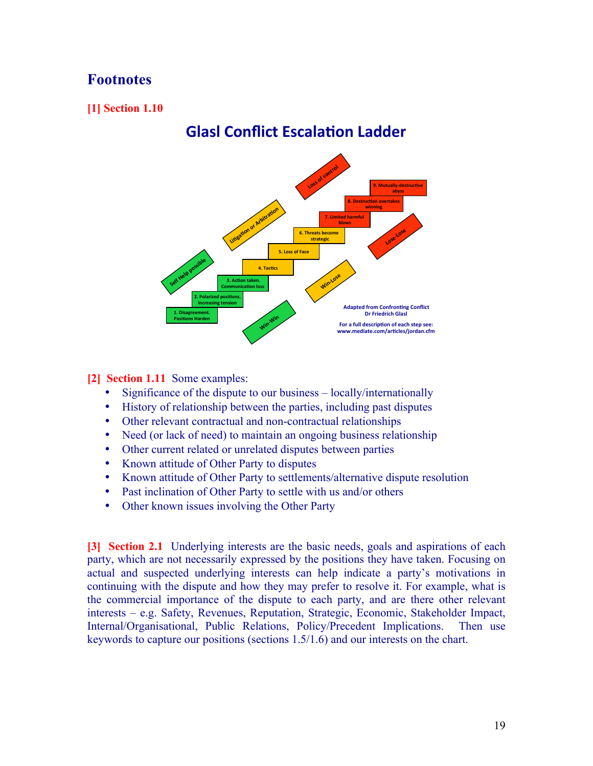# Footnotes

**[1] Section 1.10**

Glasl Conflict Escalation Ladder

1. Disagreement. Positions Harden
2. Polarized positions. Increasing tension
3. Action taken. Communication loss
4. Tactics
5. Loss of Face
6. Threats become strategic
7. Limited harmful blows
8. Destruction overtakes winning
9. Mutually-destructive abyss

Self Help possible

Litigation or Arbitration

Loss of control

Win-Win

Win-Lose

Lose-Lose

Adapted from Confronting Conflict
Dr Friedrich Glasl

For a full description of each step see:
www.mediate.com/articles/jordan.cfm

**[2] Section 1.11** Some examples:

- Significance of the dispute to our business – locally/internationally
- History of relationship between the parties, including past disputes
- Other relevant contractual and non-contractual relationships
- Need (or lack of need) to maintain an ongoing business relationship
- Other current related or unrelated disputes between parties
- Known attitude of Other Party to disputes
- Known attitude of Other Party to settlements/alternative dispute resolution
- Past inclination of Other Party to settle with us and/or others
- Other known issues involving the Other Party

**[3] Section 2.1** Underlying interests are the basic needs, goals and aspirations of each party, which are not necessarily expressed by the positions they have taken. Focusing on actual and suspected underlying interests can help indicate a party's motivations in continuing with the dispute and how they may prefer to resolve it. For example, what is the commercial importance of the dispute to each party, and are there other relevant interests – e.g. Safety, Revenues, Reputation, Strategic, Economic, Stakeholder Impact, Internal/Organisational, Public Relations, Policy/Precedent Implications. Then use keywords to capture our positions (sections 1.5/1.6) and our interests on the chart.